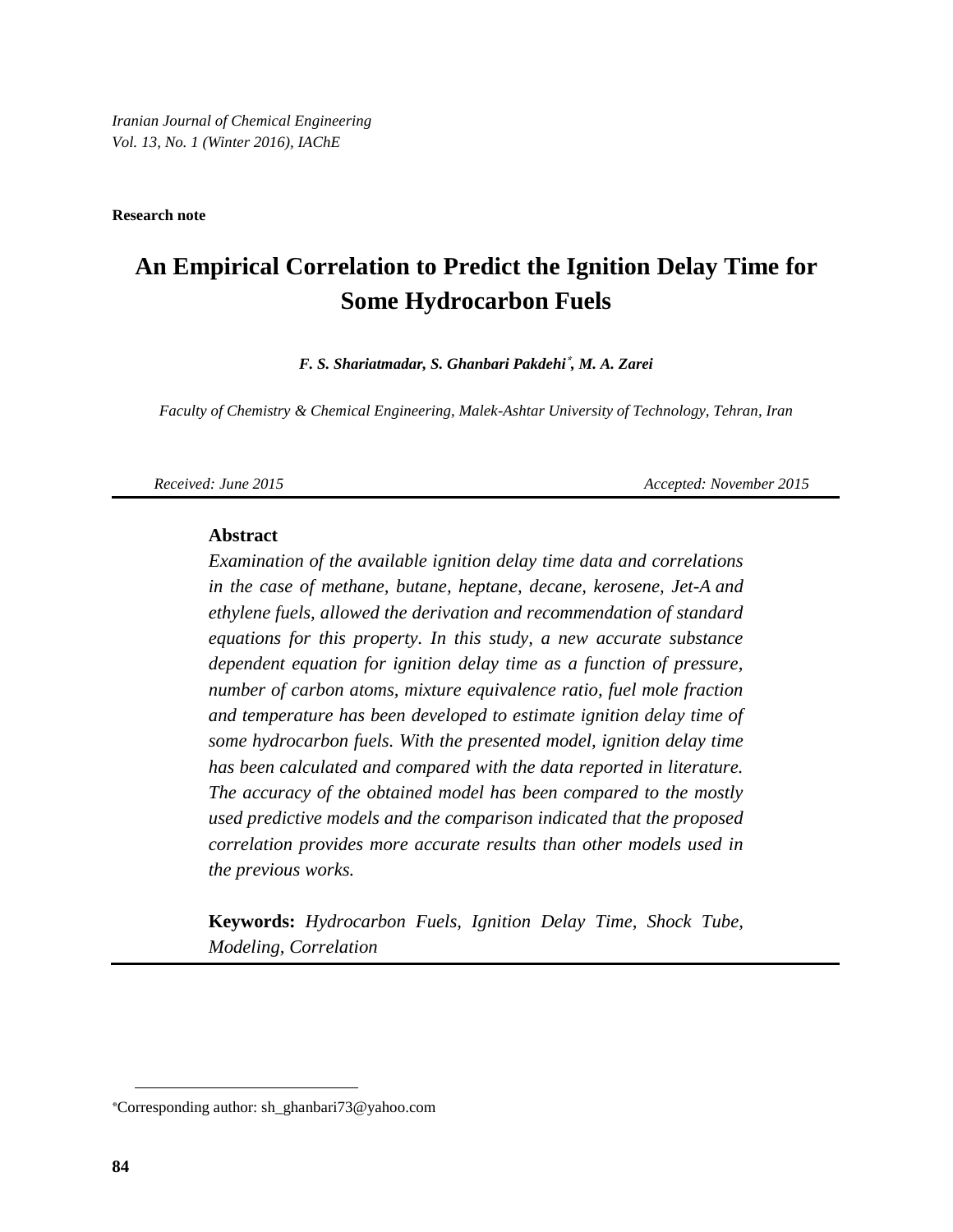Research note

# An Empirical Correlation to Predict the Ignition Delay Time for Some Hydrocarbon Fuels

***F. S. Shariatmadar, S. Ghanbari Pakdehi*, M. A. Zarei***

*Faculty of Chemistry & Chemical Engineering, Malek-Ashtar University of Technology, Tehran, Iran*

*Received: June 2015* *Accepted: November 2015*

## Abstract

*Examination of the available ignition delay time data and correlations in the case of methane, butane, heptane, decane, kerosene, Jet-A and ethylene fuels, allowed the derivation and recommendation of standard equations for this property. In this study, a new accurate substance dependent equation for ignition delay time as a function of pressure, number of carbon atoms, mixture equivalence ratio, fuel mole fraction and temperature has been developed to estimate ignition delay time of some hydrocarbon fuels. With the presented model, ignition delay time has been calculated and compared with the data reported in literature. The accuracy of the obtained model has been compared to the mostly used predictive models and the comparison indicated that the proposed correlation provides more accurate results than other models used in the previous works.*

**Keywords:** *Hydrocarbon Fuels, Ignition Delay Time, Shock Tube, Modeling, Correlation*

*Corresponding author: sh_ghanbari73@yahoo.com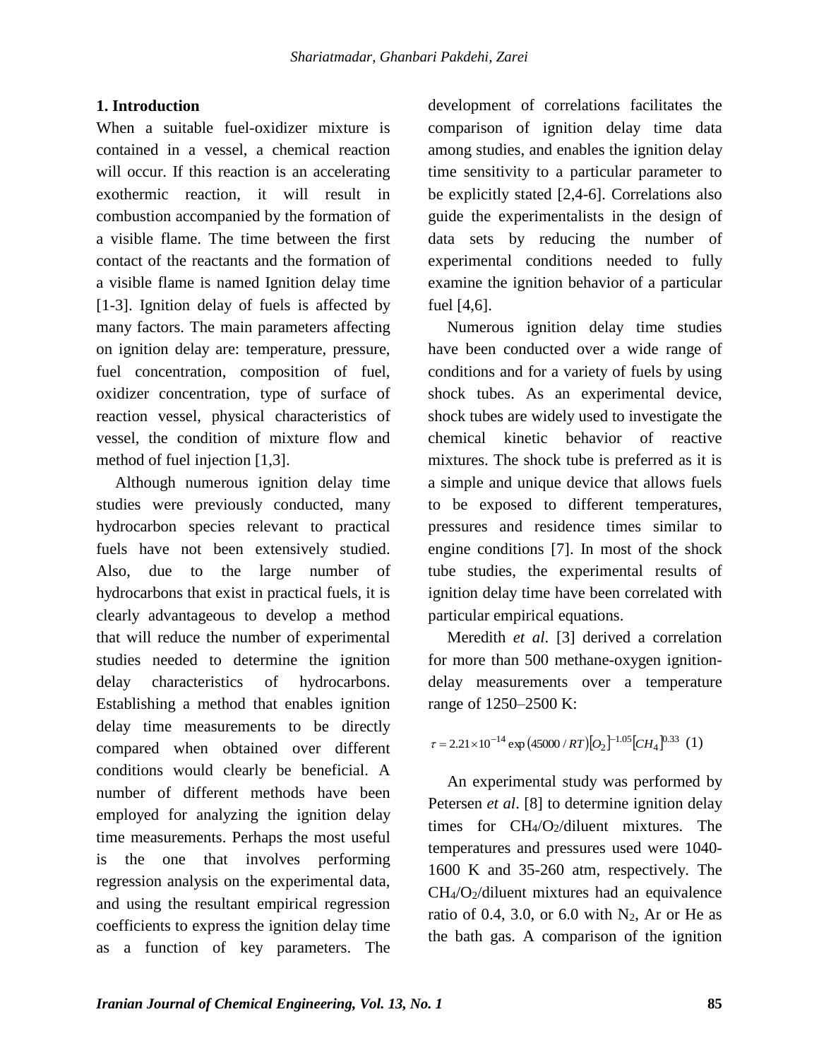## 1. Introduction

When a suitable fuel-oxidizer mixture is contained in a vessel, a chemical reaction will occur. If this reaction is an accelerating exothermic reaction, it will result in combustion accompanied by the formation of a visible flame. The time between the first contact of the reactants and the formation of a visible flame is named Ignition delay time [1-3]. Ignition delay of fuels is affected by many factors. The main parameters affecting on ignition delay are: temperature, pressure, fuel concentration, composition of fuel, oxidizer concentration, type of surface of reaction vessel, physical characteristics of vessel, the condition of mixture flow and method of fuel injection [1,3].

Although numerous ignition delay time studies were previously conducted, many hydrocarbon species relevant to practical fuels have not been extensively studied. Also, due to the large number of hydrocarbons that exist in practical fuels, it is clearly advantageous to develop a method that will reduce the number of experimental studies needed to determine the ignition delay characteristics of hydrocarbons. Establishing a method that enables ignition delay time measurements to be directly compared when obtained over different conditions would clearly be beneficial. A number of different methods have been employed for analyzing the ignition delay time measurements. Perhaps the most useful is the one that involves performing regression analysis on the experimental data, and using the resultant empirical regression coefficients to express the ignition delay time as a function of key parameters. The development of correlations facilitates the comparison of ignition delay time data among studies, and enables the ignition delay time sensitivity to a particular parameter to be explicitly stated [2,4-6]. Correlations also guide the experimentalists in the design of data sets by reducing the number of experimental conditions needed to fully examine the ignition behavior of a particular fuel [4,6].

Numerous ignition delay time studies have been conducted over a wide range of conditions and for a variety of fuels by using shock tubes. As an experimental device, shock tubes are widely used to investigate the chemical kinetic behavior of reactive mixtures. The shock tube is preferred as it is a simple and unique device that allows fuels to be exposed to different temperatures, pressures and residence times similar to engine conditions [7]. In most of the shock tube studies, the experimental results of ignition delay time have been correlated with particular empirical equations.

Meredith *et al*. [3] derived a correlation for more than 500 methane-oxygen ignition-delay measurements over a temperature range of 1250–2500 K:

$$\tau = 2.21\times10^{-14}\exp\left(45000/RT\right)\left[O_2\right]^{-1.05}\left[CH_4\right]^{0.33} \quad (1)$$

An experimental study was performed by Petersen *et al*. [8] to determine ignition delay times for $CH_4/O_2$/diluent mixtures. The temperatures and pressures used were 1040-1600 K and 35-260 atm, respectively. The $CH_4/O_2$/diluent mixtures had an equivalence ratio of 0.4, 3.0, or 6.0 with $N_2$, Ar or He as the bath gas. A comparison of the ignition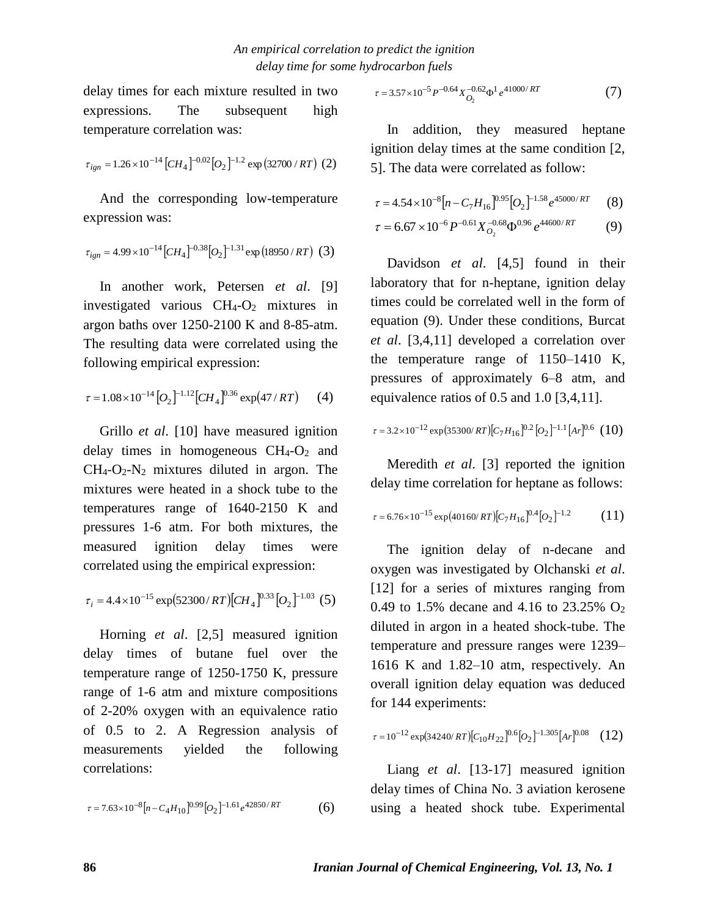delay times for each mixture resulted in two expressions. The subsequent high temperature correlation was:

$$\tau_{ign} = 1.26 \times 10^{-14} [CH_4]^{-0.02} [O_2]^{-1.2} \exp(32700 / RT) \quad (2)$$

And the corresponding low-temperature expression was:

$$\tau_{ign} = 4.99 \times 10^{-14} [CH_4]^{-0.38} [O_2]^{-1.31} \exp(18950 / RT) \quad (3)$$

In another work, Petersen *et al*. [9] investigated various $CH_4$-$O_2$ mixtures in argon baths over 1250-2100 K and 8-85-atm. The resulting data were correlated using the following empirical expression:

$$\tau = 1.08 \times 10^{-14} [O_2]^{-1.12} [CH_4]^{0.36} \exp(47 / RT) \quad (4)$$

Grillo *et al*. [10] have measured ignition delay times in homogeneous $CH_4$-$O_2$ and $CH_4$-$O_2$-$N_2$ mixtures diluted in argon. The mixtures were heated in a shock tube to the temperatures range of 1640-2150 K and pressures 1-6 atm. For both mixtures, the measured ignition delay times were correlated using the empirical expression:

$$\tau_i = 4.4 \times 10^{-15} \exp(52300 / RT) [CH_4]^{0.33} [O_2]^{-1.03} \quad (5)$$

Horning *et al*. [2,5] measured ignition delay times of butane fuel over the temperature range of 1250-1750 K, pressure range of 1-6 atm and mixture compositions of 2-20% oxygen with an equivalence ratio of 0.5 to 2. A Regression analysis of measurements yielded the following correlations:

$$\tau = 7.63 \times 10^{-8} [n-C_4H_{10}]^{0.99} [O_2]^{-1.61} e^{42850/RT} \quad (6)$$

$$\tau = 3.57 \times 10^{-5} P^{-0.64} X_{O_2}^{-0.62} \Phi^{1} e^{41000/RT} \quad (7)$$

In addition, they measured heptane ignition delay times at the same condition [2, 5]. The data were correlated as follow:

$$\tau = 4.54 \times 10^{-8} [n-C_7H_{16}]^{0.95} [O_2]^{-1.58} e^{45000/RT} \quad (8)$$

$$\tau = 6.67 \times 10^{-6} P^{-0.61} X_{O_2}^{-0.68} \Phi^{0.96} e^{44600/RT} \quad (9)$$

Davidson *et al*. [4,5] found in their laboratory that for n-heptane, ignition delay times could be correlated well in the form of equation (9). Under these conditions, Burcat *et al*. [3,4,11] developed a correlation over the temperature range of 1150–1410 K, pressures of approximately 6–8 atm, and equivalence ratios of 0.5 and 1.0 [3,4,11].

$$\tau = 3.2 \times 10^{-12} \exp(35300 / RT) [C_7H_{16}]^{0.2} [O_2]^{-1.1} [Ar]^{0.6} \quad (10)$$

Meredith *et al*. [3] reported the ignition delay time correlation for heptane as follows:

$$\tau = 6.76 \times 10^{-15} \exp(40160 / RT) [C_7H_{16}]^{0.4} [O_2]^{-1.2} \quad (11)$$

The ignition delay of n-decane and oxygen was investigated by Olchanski *et al*. [12] for a series of mixtures ranging from 0.49 to 1.5% decane and 4.16 to 23.25% $O_2$ diluted in argon in a heated shock-tube. The temperature and pressure ranges were 1239–1616 K and 1.82–10 atm, respectively. An overall ignition delay equation was deduced for 144 experiments:

$$\tau = 10^{-12} \exp(34240 / RT) [C_{10}H_{22}]^{0.6} [O_2]^{-1.305} [Ar]^{0.08} \quad (12)$$

Liang *et al*. [13-17] measured ignition delay times of China No. 3 aviation kerosene using a heated shock tube. Experimental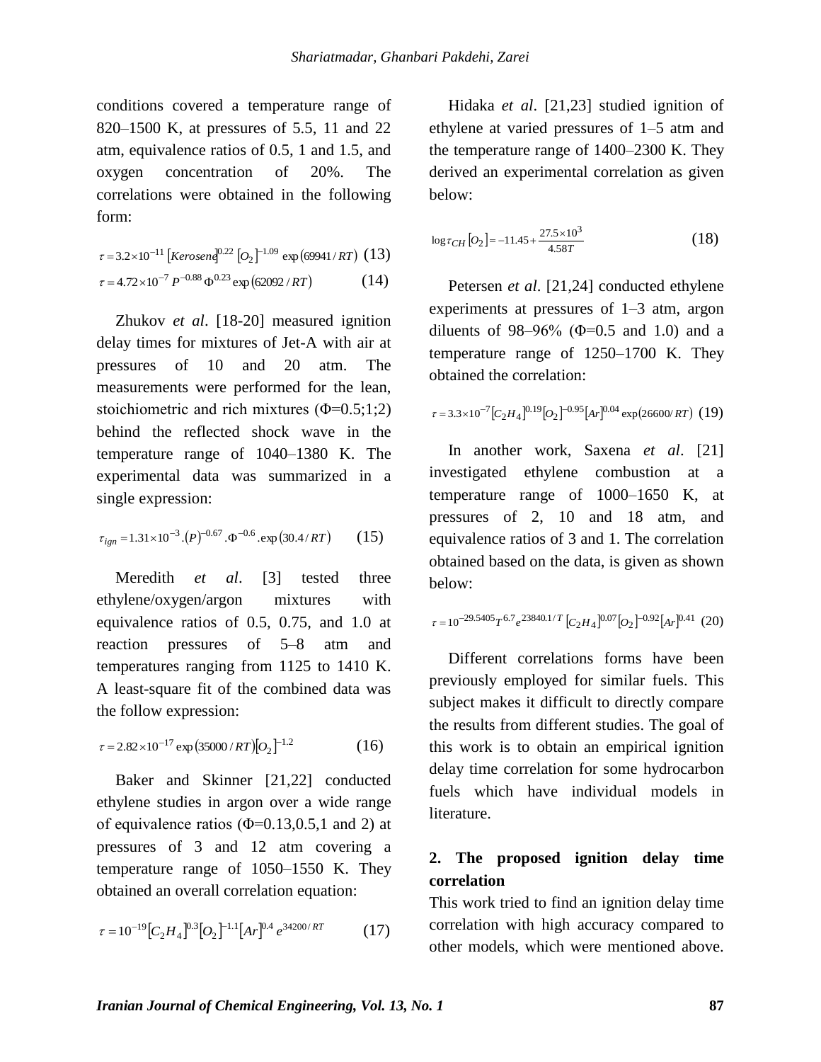conditions covered a temperature range of 820–1500 K, at pressures of 5.5, 11 and 22 atm, equivalence ratios of 0.5, 1 and 1.5, and oxygen concentration of 20%. The correlations were obtained in the following form:

$$\tau = 3.2\times10^{-11}\,[Kerosene]^{0.22}\,[O_2]^{-1.09}\,\exp(69941/RT) \quad (13)$$

$$\tau = 4.72\times10^{-7}\,P^{-0.88}\,\Phi^{0.23}\exp(62092/RT) \quad (14)$$

Zhukov *et al*. [18-20] measured ignition delay times for mixtures of Jet-A with air at pressures of 10 and 20 atm. The measurements were performed for the lean, stoichiometric and rich mixtures (Φ=0.5;1;2) behind the reflected shock wave in the temperature range of 1040–1380 K. The experimental data was summarized in a single expression:

$$\tau_{ign} = 1.31\times10^{-3}.(P)^{-0.67}.\Phi^{-0.6}.\exp(30.4/RT) \quad (15)$$

Meredith *et al*. [3] tested three ethylene/oxygen/argon mixtures with equivalence ratios of 0.5, 0.75, and 1.0 at reaction pressures of 5–8 atm and temperatures ranging from 1125 to 1410 K. A least-square fit of the combined data was the follow expression:

$$\tau = 2.82\times10^{-17}\exp(35000/RT)[O_2]^{-1.2} \quad (16)$$

Baker and Skinner [21,22] conducted ethylene studies in argon over a wide range of equivalence ratios (Φ=0.13,0.5,1 and 2) at pressures of 3 and 12 atm covering a temperature range of 1050–1550 K. They obtained an overall correlation equation:

$$\tau = 10^{-19}[C_2H_4]^{0.3}[O_2]^{-1.1}[Ar]^{0.4}\,e^{34200/RT} \quad (17)$$

Hidaka *et al*. [21,23] studied ignition of ethylene at varied pressures of 1–5 atm and the temperature range of 1400–2300 K. They derived an experimental correlation as given below:

$$\log\tau_{CH}[O_2] = -11.45 + \frac{27.5\times10^3}{4.58T} \quad (18)$$

Petersen *et al*. [21,24] conducted ethylene experiments at pressures of 1–3 atm, argon diluents of 98–96% (Φ=0.5 and 1.0) and a temperature range of 1250–1700 K. They obtained the correlation:

$$\tau = 3.3\times10^{-7}[C_2H_4]^{0.19}[O_2]^{-0.95}[Ar]^{0.04}\exp(26600/RT) \quad (19)$$

In another work, Saxena *et al*. [21] investigated ethylene combustion at a temperature range of 1000–1650 K, at pressures of 2, 10 and 18 atm, and equivalence ratios of 3 and 1. The correlation obtained based on the data, is given as shown below:

$$\tau = 10^{-29.5405}T^{6.7}e^{23840.1/T}[C_2H_4]^{0.07}[O_2]^{-0.92}[Ar]^{0.41} \quad (20)$$

Different correlations forms have been previously employed for similar fuels. This subject makes it difficult to directly compare the results from different studies. The goal of this work is to obtain an empirical ignition delay time correlation for some hydrocarbon fuels which have individual models in literature.

## 2. The proposed ignition delay time correlation

This work tried to find an ignition delay time correlation with high accuracy compared to other models, which were mentioned above.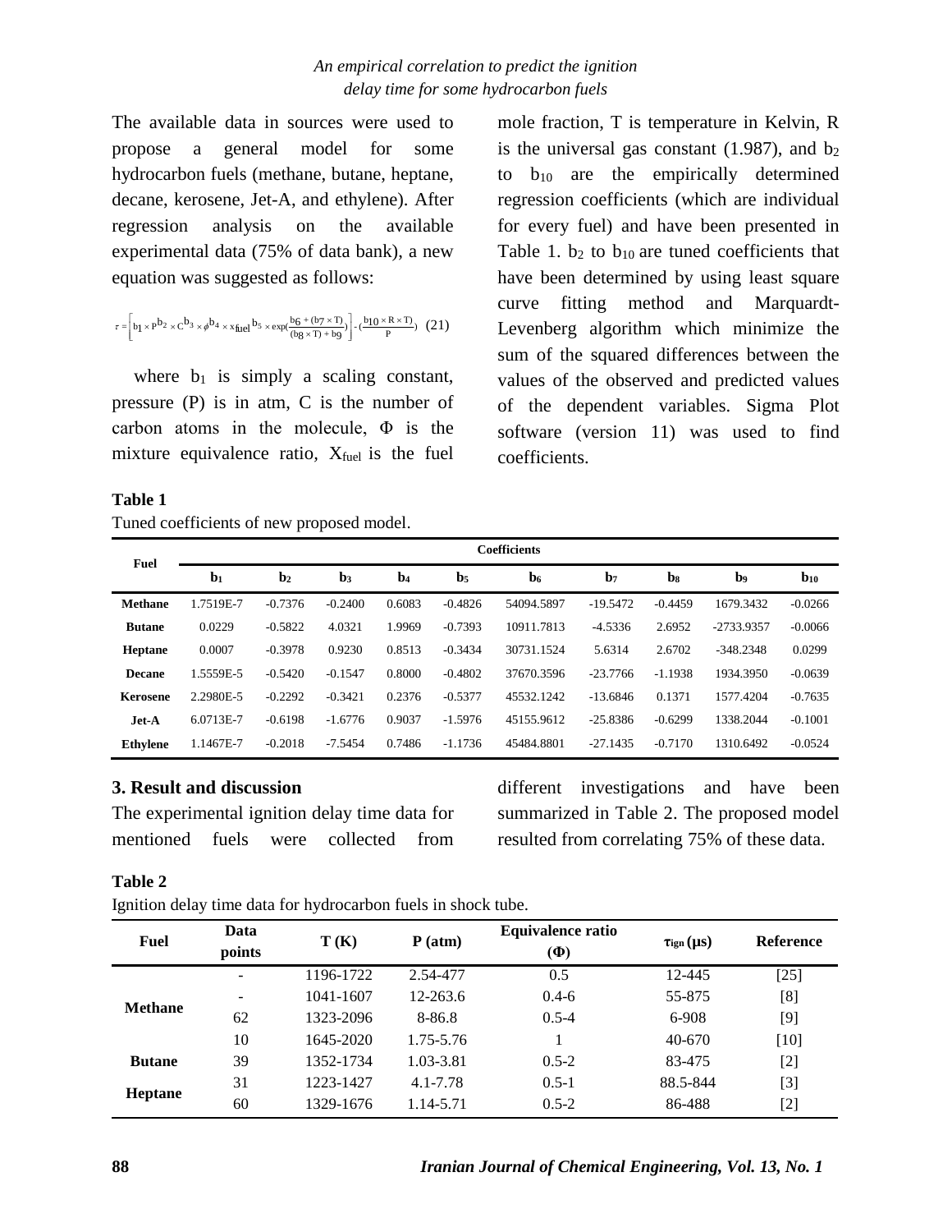The available data in sources were used to propose a general model for some hydrocarbon fuels (methane, butane, heptane, decane, kerosene, Jet-A, and ethylene). After regression analysis on the available experimental data (75% of data bank), a new equation was suggested as follows:

$$\tau = \left[ b_1 \times P^{b_2} \times C^{b_3} \times \phi^{b_4} \times x_{fuel}{}^{b_5} \times \exp(\frac{b_6 + (b_7 \times T)}{(b_8 \times T) + b_9}) \right] \cdot (\frac{b_{10} \times R \times T}{P}) \quad (21)$$

where $b_1$ is simply a scaling constant, pressure (P) is in atm, C is the number of carbon atoms in the molecule, Φ is the mixture equivalence ratio, $X_{fuel}$ is the fuel mole fraction, T is temperature in Kelvin, R is the universal gas constant (1.987), and $b_2$ to $b_{10}$ are the empirically determined regression coefficients (which are individual for every fuel) and have been presented in Table 1. $b_2$ to $b_{10}$ are tuned coefficients that have been determined by using least square curve fitting method and Marquardt-Levenberg algorithm which minimize the sum of the squared differences between the values of the observed and predicted values of the dependent variables. Sigma Plot software (version 11) was used to find coefficients.

**Table 1**

Tuned coefficients of new proposed model.

| Fuel | Coefficients | | | | | | | | | |
|---|---|---|---|---|---|---|---|---|---|---|
| | $b_1$ | $b_2$ | $b_3$ | $b_4$ | $b_5$ | $b_6$ | $b_7$ | $b_8$ | $b_9$ | $b_{10}$ |
| **Methane** | 1.7519E-7 | -0.7376 | -0.2400 | 0.6083 | -0.4826 | 54094.5897 | -19.5472 | -0.4459 | 1679.3432 | -0.0266 |
| **Butane** | 0.0229 | -0.5822 | 4.0321 | 1.9969 | -0.7393 | 10911.7813 | -4.5336 | 2.6952 | -2733.9357 | -0.0066 |
| **Heptane** | 0.0007 | -0.3978 | 0.9230 | 0.8513 | -0.3434 | 30731.1524 | 5.6314 | 2.6702 | -348.2348 | 0.0299 |
| **Decane** | 1.5559E-5 | -0.5420 | -0.1547 | 0.8000 | -0.4802 | 37670.3596 | -23.7766 | -1.1938 | 1934.3950 | -0.0639 |
| **Kerosene** | 2.2980E-5 | -0.2292 | -0.3421 | 0.2376 | -0.5377 | 45532.1242 | -13.6846 | 0.1371 | 1577.4204 | -0.7635 |
| **Jet-A** | 6.0713E-7 | -0.6198 | -1.6776 | 0.9037 | -1.5976 | 45155.9612 | -25.8386 | -0.6299 | 1338.2044 | -0.1001 |
| **Ethylene** | 1.1467E-7 | -0.2018 | -7.5454 | 0.7486 | -1.1736 | 45484.8801 | -27.1435 | -0.7170 | 1310.6492 | -0.0524 |

## 3. Result and discussion

The experimental ignition delay time data for mentioned fuels were collected from different investigations and have been summarized in Table 2. The proposed model resulted from correlating 75% of these data.

**Table 2**

Ignition delay time data for hydrocarbon fuels in shock tube.

| Fuel | Data points | T (K) | P (atm) | Equivalence ratio (Φ) | $\tau_{ign}$ (μs) | Reference |
|---|---|---|---|---|---|---|
| **Methane** | - | 1196-1722 | 2.54-477 | 0.5 | 12-445 | [25] |
| | - | 1041-1607 | 12-263.6 | 0.4-6 | 55-875 | [8] |
| | 62 | 1323-2096 | 8-86.8 | 0.5-4 | 6-908 | [9] |
| | 10 | 1645-2020 | 1.75-5.76 | 1 | 40-670 | [10] |
| **Butane** | 39 | 1352-1734 | 1.03-3.81 | 0.5-2 | 83-475 | [2] |
| **Heptane** | 31 | 1223-1427 | 4.1-7.78 | 0.5-1 | 88.5-844 | [3] |
| | 60 | 1329-1676 | 1.14-5.71 | 0.5-2 | 86-488 | [2] |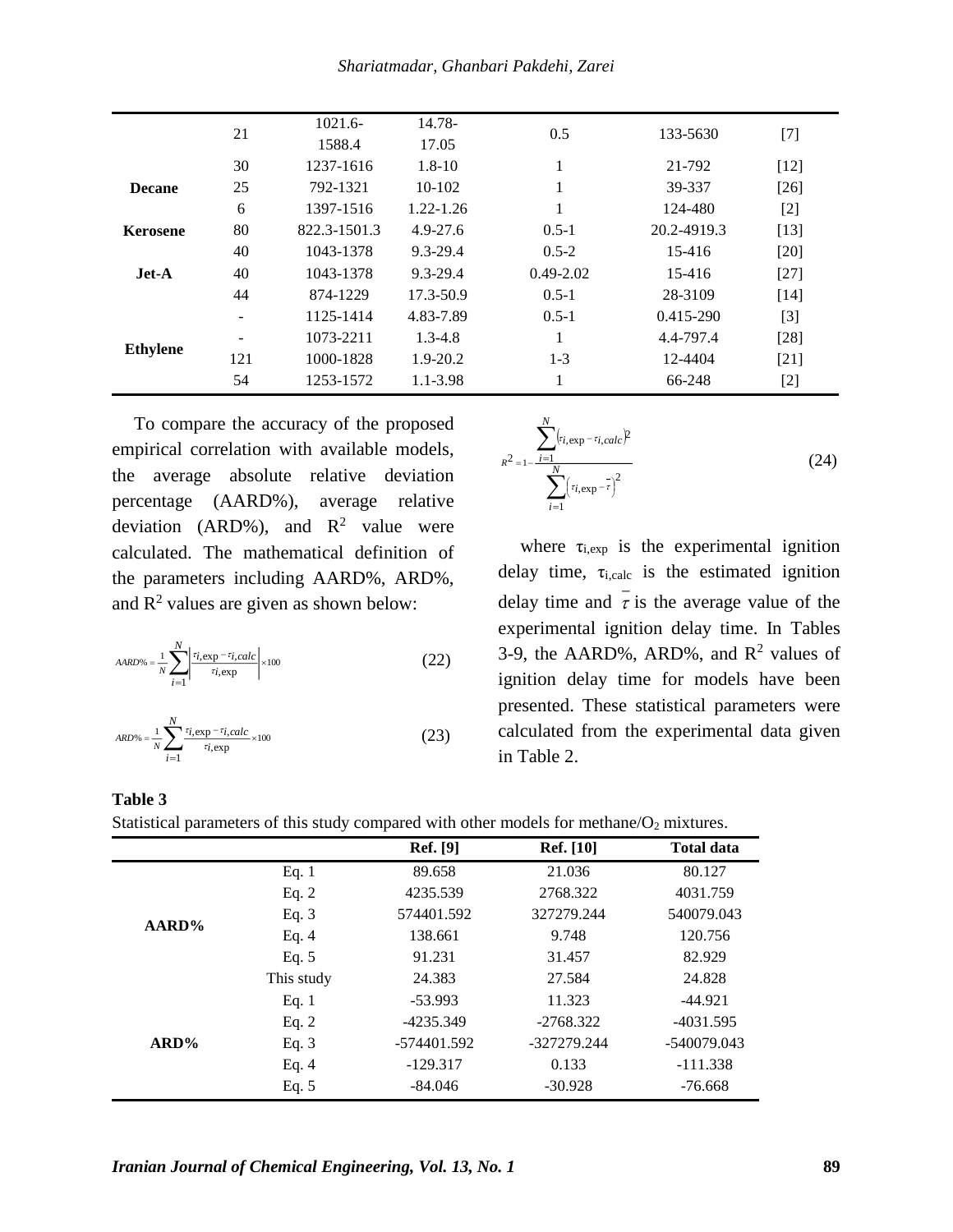| | | | | | | |
|---|---|---|---|---|---|---|
| | 21 | 1021.6-1588.4 | 14.78-17.05 | 0.5 | 133-5630 | [7] |
| | 30 | 1237-1616 | 1.8-10 | 1 | 21-792 | [12] |
| **Decane** | 25 | 792-1321 | 10-102 | 1 | 39-337 | [26] |
| | 6 | 1397-1516 | 1.22-1.26 | 1 | 124-480 | [2] |
| **Kerosene** | 80 | 822.3-1501.3 | 4.9-27.6 | 0.5-1 | 20.2-4919.3 | [13] |
| | 40 | 1043-1378 | 9.3-29.4 | 0.5-2 | 15-416 | [20] |
| **Jet-A** | 40 | 1043-1378 | 9.3-29.4 | 0.49-2.02 | 15-416 | [27] |
| | 44 | 874-1229 | 17.3-50.9 | 0.5-1 | 28-3109 | [14] |
| | - | 1125-1414 | 4.83-7.89 | 0.5-1 | 0.415-290 | [3] |
| **Ethylene** | - | 1073-2211 | 1.3-4.8 | 1 | 4.4-797.4 | [28] |
| | 121 | 1000-1828 | 1.9-20.2 | 1-3 | 12-4404 | [21] |
| | 54 | 1253-1572 | 1.1-3.98 | 1 | 66-248 | [2] |

To compare the accuracy of the proposed empirical correlation with available models, the average absolute relative deviation percentage (AARD%), average relative deviation (ARD%), and $R^2$ value were calculated. The mathematical definition of the parameters including AARD%, ARD%, and $R^2$ values are given as shown below:

$$AARD\% = \frac{1}{N}\sum_{i=1}^{N}\left|\frac{\tau_{i,\exp} - \tau_{i,calc}}{\tau_{i,\exp}}\right| \times 100 \quad (22)$$

$$ARD\% = \frac{1}{N}\sum_{i=1}^{N}\frac{\tau_{i,\exp} - \tau_{i,calc}}{\tau_{i,\exp}} \times 100 \quad (23)$$

$$R^2 = 1 - \frac{\sum_{i=1}^{N}\left(\tau_{i,\exp} - \tau_{i,calc}\right)^2}{\sum_{i=1}^{N}\left(\tau_{i,\exp} - \bar{\tau}\right)^2} \quad (24)$$

where $\tau_{i,\exp}$ is the experimental ignition delay time, $\tau_{i,calc}$ is the estimated ignition delay time and $\bar{\tau}$ is the average value of the experimental ignition delay time. In Tables 3-9, the AARD%, ARD%, and $R^2$ values of ignition delay time for models have been presented. These statistical parameters were calculated from the experimental data given in Table 2.

**Table 3**

Statistical parameters of this study compared with other models for methane/$O_2$ mixtures.

| | | Ref. [9] | Ref. [10] | Total data |
|---|---|---|---|---|
| **AARD%** | Eq. 1 | 89.658 | 21.036 | 80.127 |
| | Eq. 2 | 4235.539 | 2768.322 | 4031.759 |
| | Eq. 3 | 574401.592 | 327279.244 | 540079.043 |
| | Eq. 4 | 138.661 | 9.748 | 120.756 |
| | Eq. 5 | 91.231 | 31.457 | 82.929 |
| | This study | 24.383 | 27.584 | 24.828 |
| **ARD%** | Eq. 1 | -53.993 | 11.323 | -44.921 |
| | Eq. 2 | -4235.349 | -2768.322 | -4031.595 |
| | Eq. 3 | -574401.592 | -327279.244 | -540079.043 |
| | Eq. 4 | -129.317 | 0.133 | -111.338 |
| | Eq. 5 | -84.046 | -30.928 | -76.668 |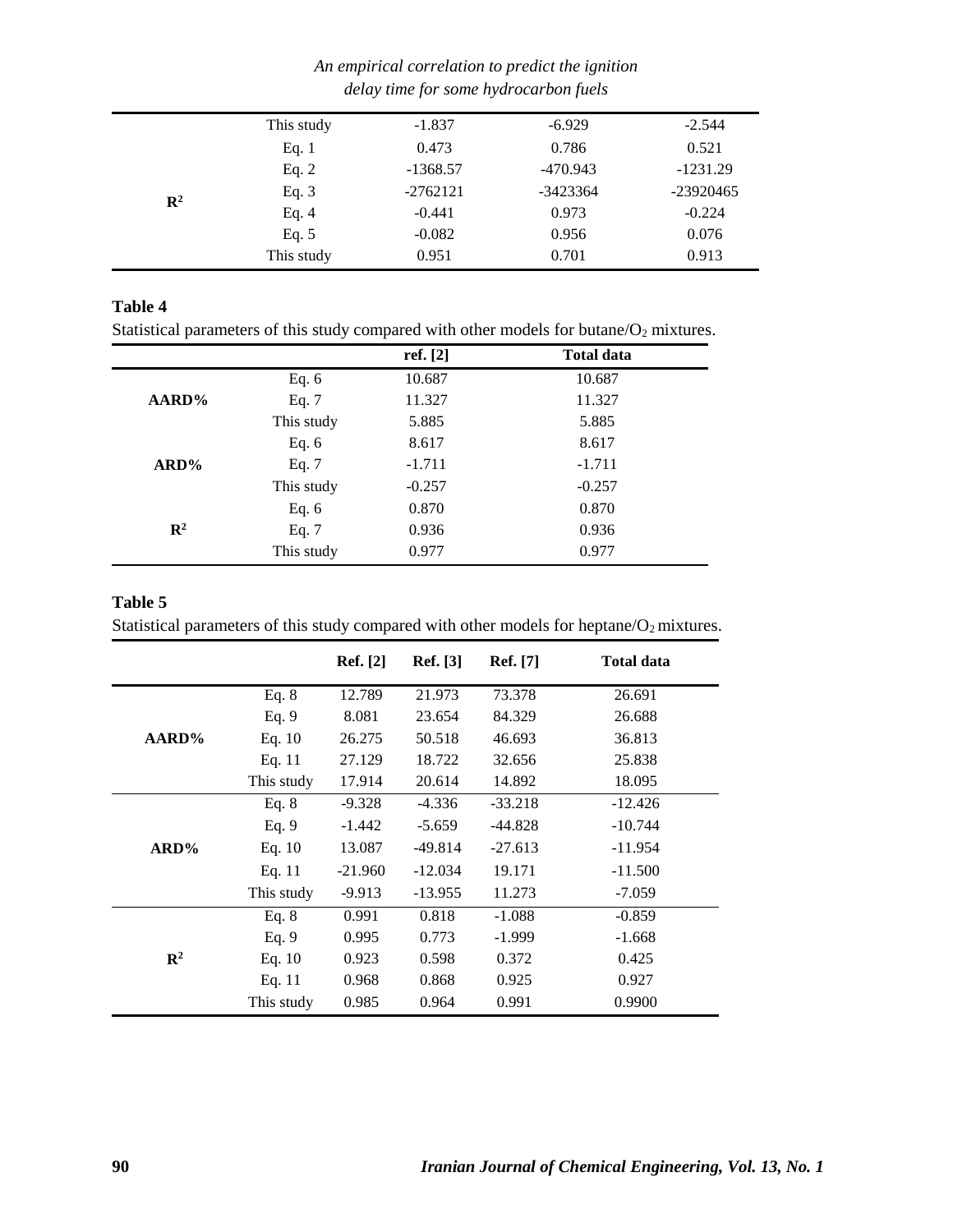| | | | | |
|---|---|---|---|---|
| | This study | -1.837 | -6.929 | -2.544 |
| $R^2$ | Eq. 1 | 0.473 | 0.786 | 0.521 |
| | Eq. 2 | -1368.57 | -470.943 | -1231.29 |
| | Eq. 3 | -2762121 | -3423364 | -23920465 |
| | Eq. 4 | -0.441 | 0.973 | -0.224 |
| | Eq. 5 | -0.082 | 0.956 | 0.076 |
| | This study | 0.951 | 0.701 | 0.913 |

**Table 4**

Statistical parameters of this study compared with other models for butane/$O_2$ mixtures.

| | | ref. [2] | Total data |
|---|---|---|---|
| AARD% | Eq. 6 | 10.687 | 10.687 |
| | Eq. 7 | 11.327 | 11.327 |
| | This study | 5.885 | 5.885 |
| ARD% | Eq. 6 | 8.617 | 8.617 |
| | Eq. 7 | -1.711 | -1.711 |
| | This study | -0.257 | -0.257 |
| $R^2$ | Eq. 6 | 0.870 | 0.870 |
| | Eq. 7 | 0.936 | 0.936 |
| | This study | 0.977 | 0.977 |

**Table 5**

Statistical parameters of this study compared with other models for heptane/$O_2$ mixtures.

| | | Ref. [2] | Ref. [3] | Ref. [7] | Total data |
|---|---|---|---|---|---|
| AARD% | Eq. 8 | 12.789 | 21.973 | 73.378 | 26.691 |
| | Eq. 9 | 8.081 | 23.654 | 84.329 | 26.688 |
| | Eq. 10 | 26.275 | 50.518 | 46.693 | 36.813 |
| | Eq. 11 | 27.129 | 18.722 | 32.656 | 25.838 |
| | This study | 17.914 | 20.614 | 14.892 | 18.095 |
| ARD% | Eq. 8 | -9.328 | -4.336 | -33.218 | -12.426 |
| | Eq. 9 | -1.442 | -5.659 | -44.828 | -10.744 |
| | Eq. 10 | 13.087 | -49.814 | -27.613 | -11.954 |
| | Eq. 11 | -21.960 | -12.034 | 19.171 | -11.500 |
| | This study | -9.913 | -13.955 | 11.273 | -7.059 |
| $R^2$ | Eq. 8 | 0.991 | 0.818 | -1.088 | -0.859 |
| | Eq. 9 | 0.995 | 0.773 | -1.999 | -1.668 |
| | Eq. 10 | 0.923 | 0.598 | 0.372 | 0.425 |
| | Eq. 11 | 0.968 | 0.868 | 0.925 | 0.927 |
| | This study | 0.985 | 0.964 | 0.991 | 0.9900 |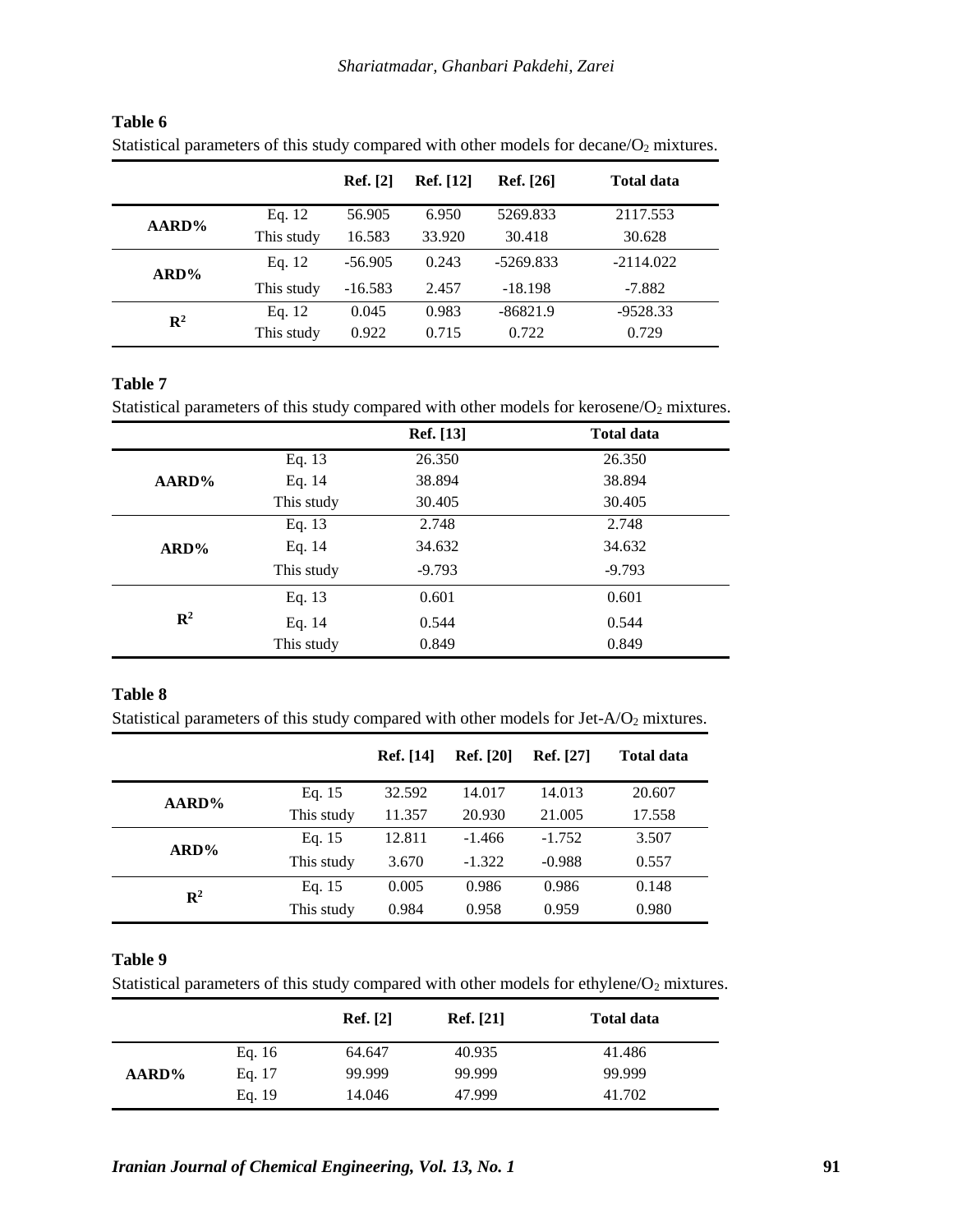**Table 6**

Statistical parameters of this study compared with other models for decane/$O_2$ mixtures.

| | | Ref. [2] | Ref. [12] | Ref. [26] | Total data |
|---|---|---|---|---|---|
| AARD% | Eq. 12 | 56.905 | 6.950 | 5269.833 | 2117.553 |
| | This study | 16.583 | 33.920 | 30.418 | 30.628 |
| ARD% | Eq. 12 | -56.905 | 0.243 | -5269.833 | -2114.022 |
| | This study | -16.583 | 2.457 | -18.198 | -7.882 |
| $R^2$ | Eq. 12 | 0.045 | 0.983 | -86821.9 | -9528.33 |
| | This study | 0.922 | 0.715 | 0.722 | 0.729 |

**Table 7**

Statistical parameters of this study compared with other models for kerosene/$O_2$ mixtures.

| | | Ref. [13] | Total data |
|---|---|---|---|
| AARD% | Eq. 13 | 26.350 | 26.350 |
| | Eq. 14 | 38.894 | 38.894 |
| | This study | 30.405 | 30.405 |
| ARD% | Eq. 13 | 2.748 | 2.748 |
| | Eq. 14 | 34.632 | 34.632 |
| | This study | -9.793 | -9.793 |
| $R^2$ | Eq. 13 | 0.601 | 0.601 |
| | Eq. 14 | 0.544 | 0.544 |
| | This study | 0.849 | 0.849 |

**Table 8**

Statistical parameters of this study compared with other models for Jet-A/$O_2$ mixtures.

| | | Ref. [14] | Ref. [20] | Ref. [27] | Total data |
|---|---|---|---|---|---|
| AARD% | Eq. 15 | 32.592 | 14.017 | 14.013 | 20.607 |
| | This study | 11.357 | 20.930 | 21.005 | 17.558 |
| ARD% | Eq. 15 | 12.811 | -1.466 | -1.752 | 3.507 |
| | This study | 3.670 | -1.322 | -0.988 | 0.557 |
| $R^2$ | Eq. 15 | 0.005 | 0.986 | 0.986 | 0.148 |
| | This study | 0.984 | 0.958 | 0.959 | 0.980 |

**Table 9**

Statistical parameters of this study compared with other models for ethylene/$O_2$ mixtures.

| | | Ref. [2] | Ref. [21] | Total data |
|---|---|---|---|---|
| AARD% | Eq. 16 | 64.647 | 40.935 | 41.486 |
| | Eq. 17 | 99.999 | 99.999 | 99.999 |
| | Eq. 19 | 14.046 | 47.999 | 41.702 |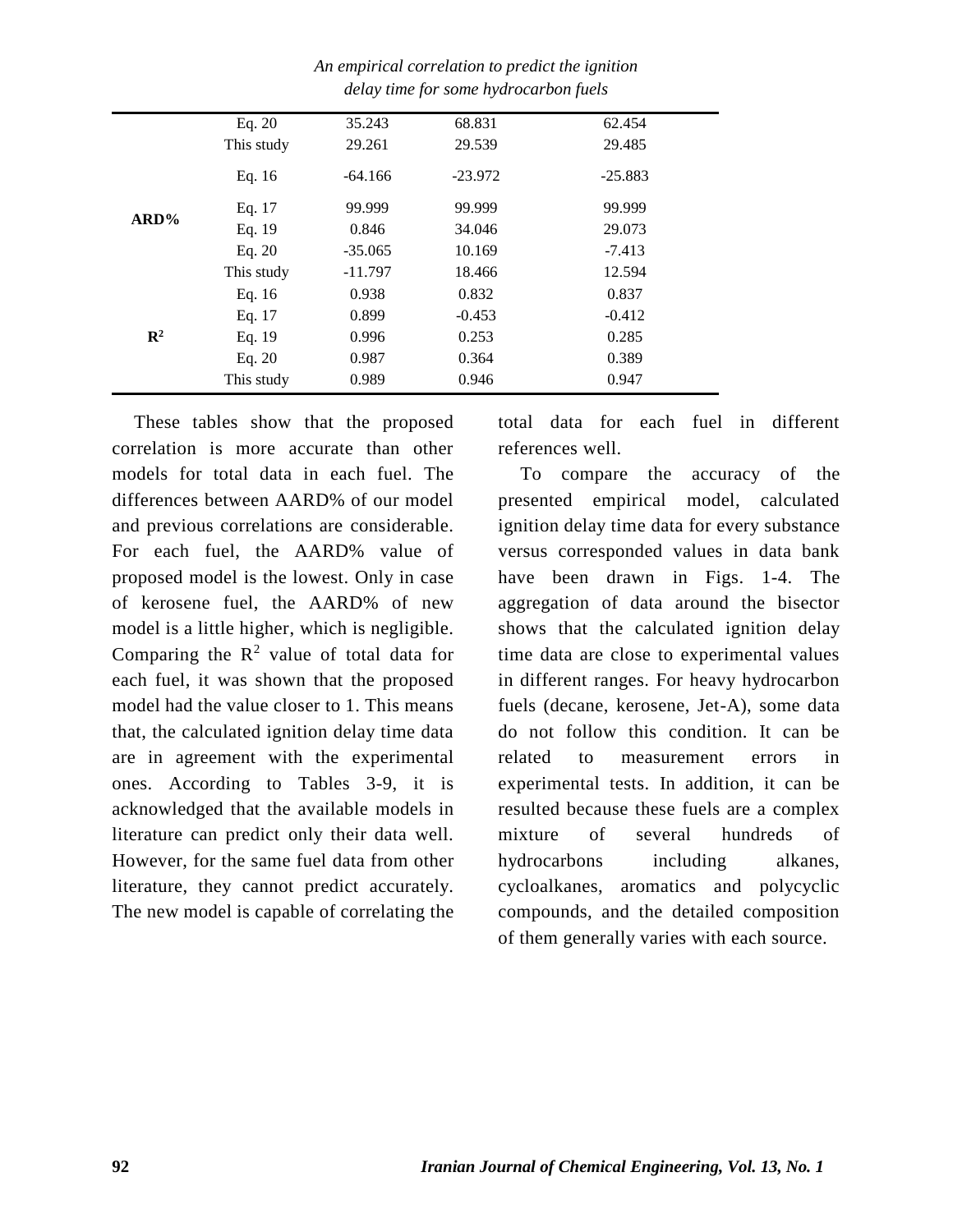| | | | | |
|---|---|---|---|---|
| | Eq. 20 | 35.243 | 68.831 | 62.454 |
| | This study | 29.261 | 29.539 | 29.485 |
| ARD% | Eq. 16 | -64.166 | -23.972 | -25.883 |
| | Eq. 17 | 99.999 | 99.999 | 99.999 |
| | Eq. 19 | 0.846 | 34.046 | 29.073 |
| | Eq. 20 | -35.065 | 10.169 | -7.413 |
| | This study | -11.797 | 18.466 | 12.594 |
| $R^2$ | Eq. 16 | 0.938 | 0.832 | 0.837 |
| | Eq. 17 | 0.899 | -0.453 | -0.412 |
| | Eq. 19 | 0.996 | 0.253 | 0.285 |
| | Eq. 20 | 0.987 | 0.364 | 0.389 |
| | This study | 0.989 | 0.946 | 0.947 |

These tables show that the proposed correlation is more accurate than other models for total data in each fuel. The differences between AARD% of our model and previous correlations are considerable. For each fuel, the AARD% value of proposed model is the lowest. Only in case of kerosene fuel, the AARD% of new model is a little higher, which is negligible. Comparing the $R^2$ value of total data for each fuel, it was shown that the proposed model had the value closer to 1. This means that, the calculated ignition delay time data are in agreement with the experimental ones. According to Tables 3-9, it is acknowledged that the available models in literature can predict only their data well. However, for the same fuel data from other literature, they cannot predict accurately. The new model is capable of correlating the total data for each fuel in different references well.

To compare the accuracy of the presented empirical model, calculated ignition delay time data for every substance versus corresponded values in data bank have been drawn in Figs. 1-4. The aggregation of data around the bisector shows that the calculated ignition delay time data are close to experimental values in different ranges. For heavy hydrocarbon fuels (decane, kerosene, Jet-A), some data do not follow this condition. It can be related to measurement errors in experimental tests. In addition, it can be resulted because these fuels are a complex mixture of several hundreds of hydrocarbons including alkanes, cycloalkanes, aromatics and polycyclic compounds, and the detailed composition of them generally varies with each source.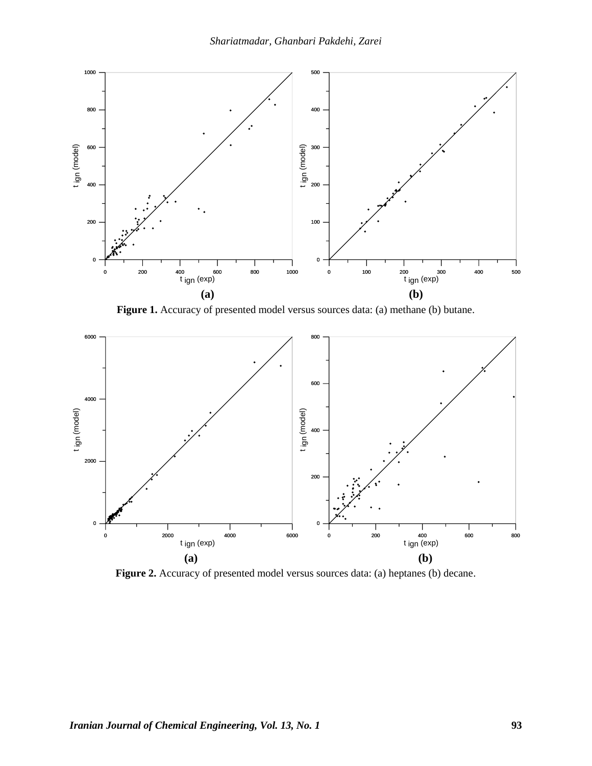1000

800

600

400

200

0

t ign (model)

0 200 400 600 800 1000

t ign (exp)

(a)

500

400

300

200

100

0

t ign (model)

0 100 200 300 400 500

t ign (exp)

(b)

**Figure 1.** Accuracy of presented model versus sources data: (a) methane (b) butane.

6000

4000

2000

0

t ign (model)

0 2000 4000 6000

t ign (exp)

(a)

800

600

400

200

0

t ign (model)

0 200 400 600 800

t ign (exp)

(b)

**Figure 2.** Accuracy of presented model versus sources data: (a) heptanes (b) decane.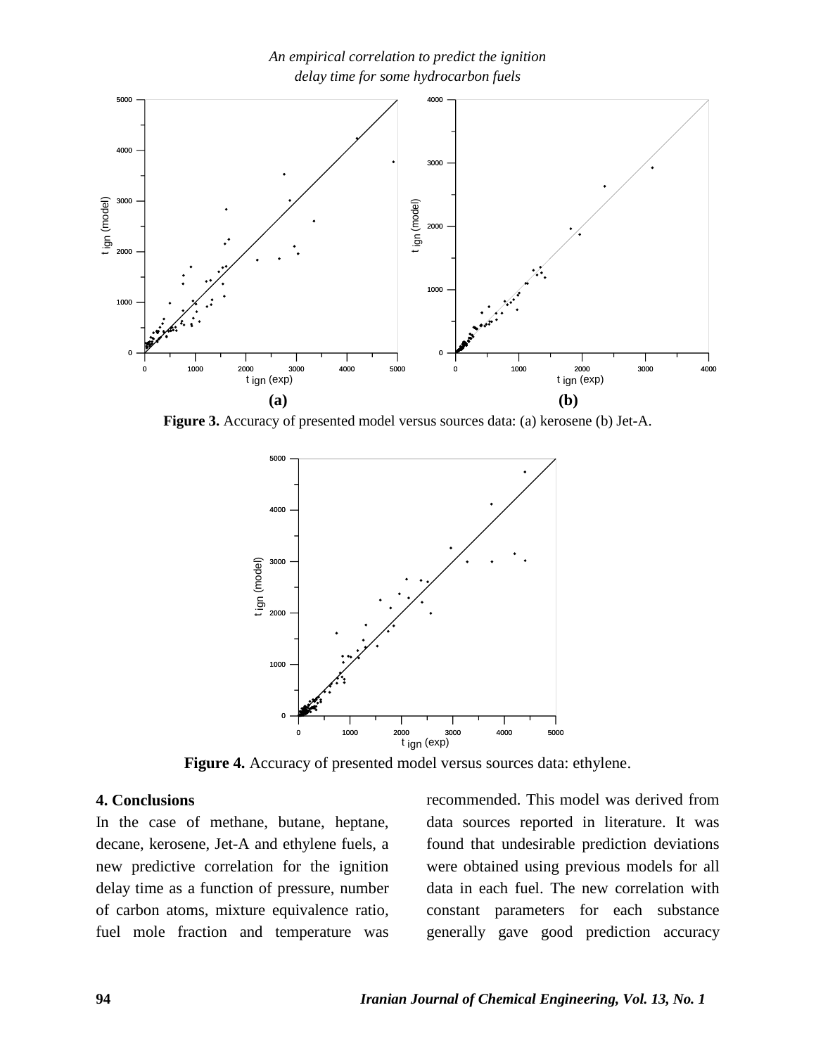5000

4000

3000

2000

1000

0

t ign (model)

0 1000 2000 3000 4000 5000

t ign (exp)

(a)

4000

3000

2000

1000

0

t ign (model)

0 1000 2000 3000 4000

t ign (exp)

(b)

**Figure 3.** Accuracy of presented model versus sources data: (a) kerosene (b) Jet-A.

5000

4000

3000

2000

1000

0

t ign (model)

0 1000 2000 3000 4000 5000

t ign (exp)

**Figure 4.** Accuracy of presented model versus sources data: ethylene.

## 4. Conclusions

In the case of methane, butane, heptane, decane, kerosene, Jet-A and ethylene fuels, a new predictive correlation for the ignition delay time as a function of pressure, number of carbon atoms, mixture equivalence ratio, fuel mole fraction and temperature was recommended. This model was derived from data sources reported in literature. It was found that undesirable prediction deviations were obtained using previous models for all data in each fuel. The new correlation with constant parameters for each substance generally gave good prediction accuracy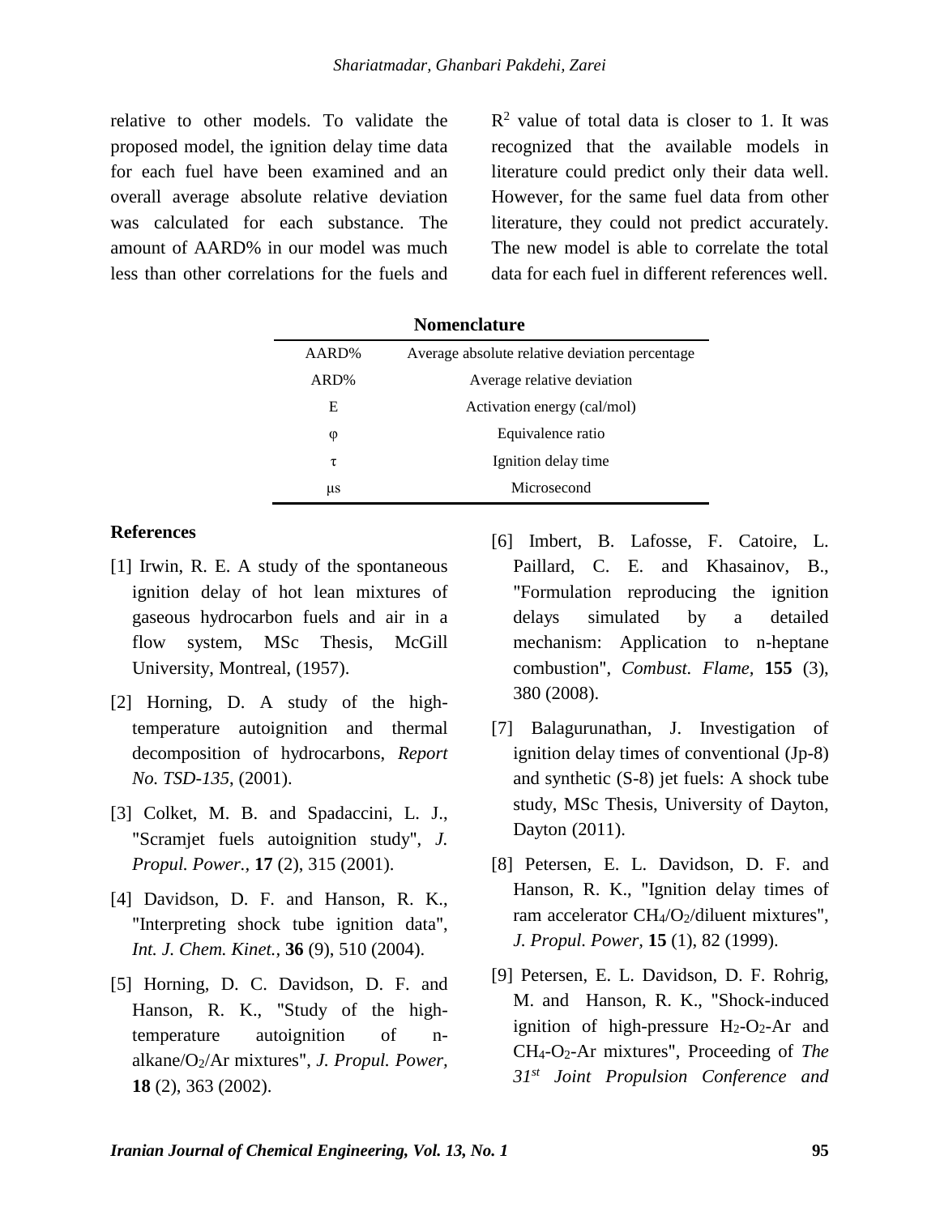relative to other models. To validate the proposed model, the ignition delay time data for each fuel have been examined and an overall average absolute relative deviation was calculated for each substance. The amount of AARD% in our model was much less than other correlations for the fuels and $R^2$ value of total data is closer to 1. It was recognized that the available models in literature could predict only their data well. However, for the same fuel data from other literature, they could not predict accurately. The new model is able to correlate the total data for each fuel in different references well.

**Nomenclature**

| | |
|---|---|
| AARD% | Average absolute relative deviation percentage |
| ARD% | Average relative deviation |
| E | Activation energy (cal/mol) |
| φ | Equivalence ratio |
| τ | Ignition delay time |
| μs | Microsecond |

## References

[1] Irwin, R. E. A study of the spontaneous ignition delay of hot lean mixtures of gaseous hydrocarbon fuels and air in a flow system, MSc Thesis, McGill University, Montreal, (1957).

[2] Horning, D. A study of the high-temperature autoignition and thermal decomposition of hydrocarbons, *Report No. TSD-135*, (2001).

[3] Colket, M. B. and Spadaccini, L. J., "Scramjet fuels autoignition study", *J. Propul. Power.*, **17** (2), 315 (2001).

[4] Davidson, D. F. and Hanson, R. K., "Interpreting shock tube ignition data", *Int. J. Chem. Kinet.*, **36** (9), 510 (2004).

[5] Horning, D. C. Davidson, D. F. and Hanson, R. K., "Study of the high-temperature autoignition of n-alkane/$O_2$/Ar mixtures", *J. Propul. Power*, **18** (2), 363 (2002).

[6] Imbert, B. Lafosse, F. Catoire, L. Paillard, C. E. and Khasainov, B., "Formulation reproducing the ignition delays simulated by a detailed mechanism: Application to n-heptane combustion", *Combust. Flame*, **155** (3), 380 (2008).

[7] Balagurunathan, J. Investigation of ignition delay times of conventional (Jp-8) and synthetic (S-8) jet fuels: A shock tube study, MSc Thesis, University of Dayton, Dayton (2011).

[8] Petersen, E. L. Davidson, D. F. and Hanson, R. K., "Ignition delay times of ram accelerator $CH_4$/$O_2$/diluent mixtures", *J. Propul. Power*, **15** (1), 82 (1999).

[9] Petersen, E. L. Davidson, D. F. Rohrig, M. and Hanson, R. K., "Shock-induced ignition of high-pressure $H_2$-$O_2$-Ar and $CH_4$-$O_2$-Ar mixtures", Proceeding of *The 31st Joint Propulsion Conference and*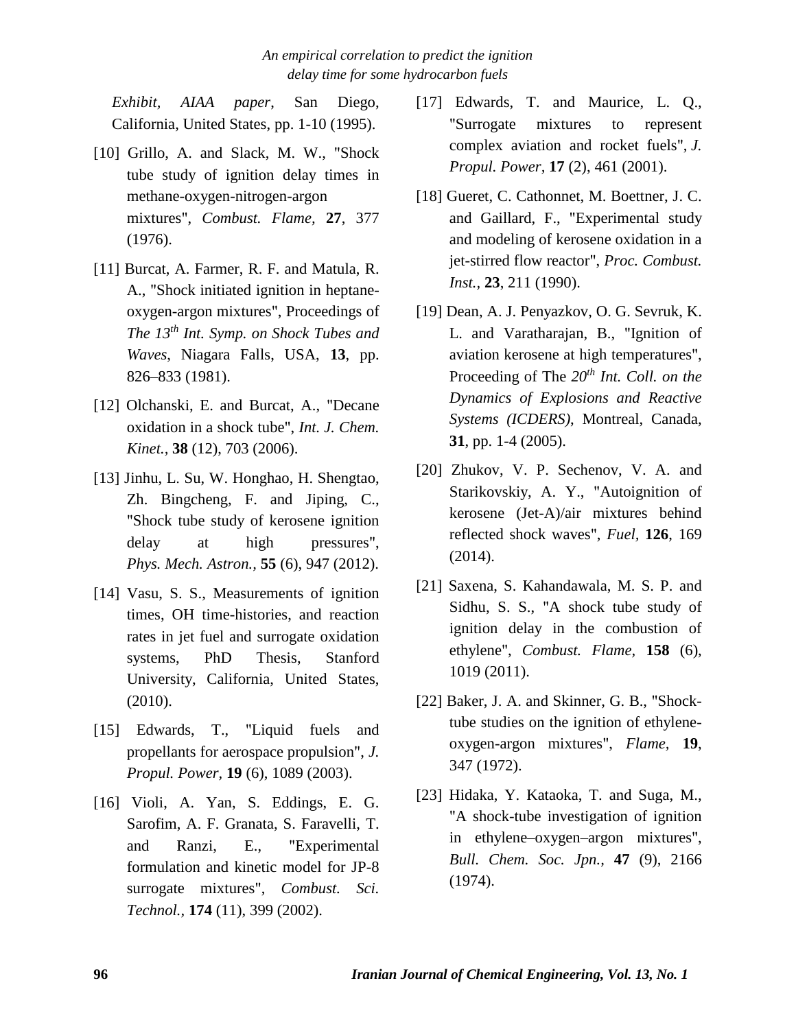*Exhibit*, *AIAA paper*, San Diego, California, United States, pp. 1-10 (1995).

[10] Grillo, A. and Slack, M. W., "Shock tube study of ignition delay times in methane-oxygen-nitrogen-argon mixtures", *Combust. Flame,* **27**, 377 (1976).

[11] Burcat, A. Farmer, R. F. and Matula, R. A., "Shock initiated ignition in heptane-oxygen-argon mixtures", Proceedings of *The 13th Int. Symp. on Shock Tubes and Waves*, Niagara Falls, USA, **13**, pp. 826–833 (1981).

[12] Olchanski, E. and Burcat, A., "Decane oxidation in a shock tube", *Int. J. Chem. Kinet.,* **38** (12), 703 (2006).

[13] Jinhu, L. Su, W. Honghao, H. Shengtao, Zh. Bingcheng, F. and Jiping, C., "Shock tube study of kerosene ignition delay at high pressures", *Phys. Mech. Astron.,* **55** (6), 947 (2012).

[14] Vasu, S. S., Measurements of ignition times, OH time-histories, and reaction rates in jet fuel and surrogate oxidation systems, PhD Thesis, Stanford University, California, United States, (2010).

[15] Edwards, T., "Liquid fuels and propellants for aerospace propulsion", *J. Propul. Power,* **19** (6), 1089 (2003).

[16] Violi, A. Yan, S. Eddings, E. G. Sarofim, A. F. Granata, S. Faravelli, T. and Ranzi, E., "Experimental formulation and kinetic model for JP-8 surrogate mixtures", *Combust. Sci. Technol.,* **174** (11), 399 (2002).

[17] Edwards, T. and Maurice, L. Q., "Surrogate mixtures to represent complex aviation and rocket fuels", *J. Propul. Power*, **17** (2), 461 (2001).

[18] Gueret, C. Cathonnet, M. Boettner, J. C. and Gaillard, F., "Experimental study and modeling of kerosene oxidation in a jet-stirred flow reactor", *Proc. Combust. Inst.,* **23**, 211 (1990).

[19] Dean, A. J. Penyazkov, O. G. Sevruk, K. L. and Varatharajan, B., "Ignition of aviation kerosene at high temperatures", Proceeding of The *20th Int. Coll. on the Dynamics of Explosions and Reactive Systems (ICDERS)*, Montreal, Canada, **31**, pp. 1-4 (2005).

[20] Zhukov, V. P. Sechenov, V. A. and Starikovskiy, A. Y., "Autoignition of kerosene (Jet-A)/air mixtures behind reflected shock waves", *Fuel,* **126**, 169 (2014).

[21] Saxena, S. Kahandawala, M. S. P. and Sidhu, S. S., "A shock tube study of ignition delay in the combustion of ethylene", *Combust. Flame,* **158** (6), 1019 (2011).

[22] Baker, J. A. and Skinner, G. B., "Shock-tube studies on the ignition of ethylene-oxygen-argon mixtures", *Flame,* **19**, 347 (1972).

[23] Hidaka, Y. Kataoka, T. and Suga, M., "A shock-tube investigation of ignition in ethylene–oxygen–argon mixtures", *Bull. Chem. Soc. Jpn.,* **47** (9), 2166 (1974).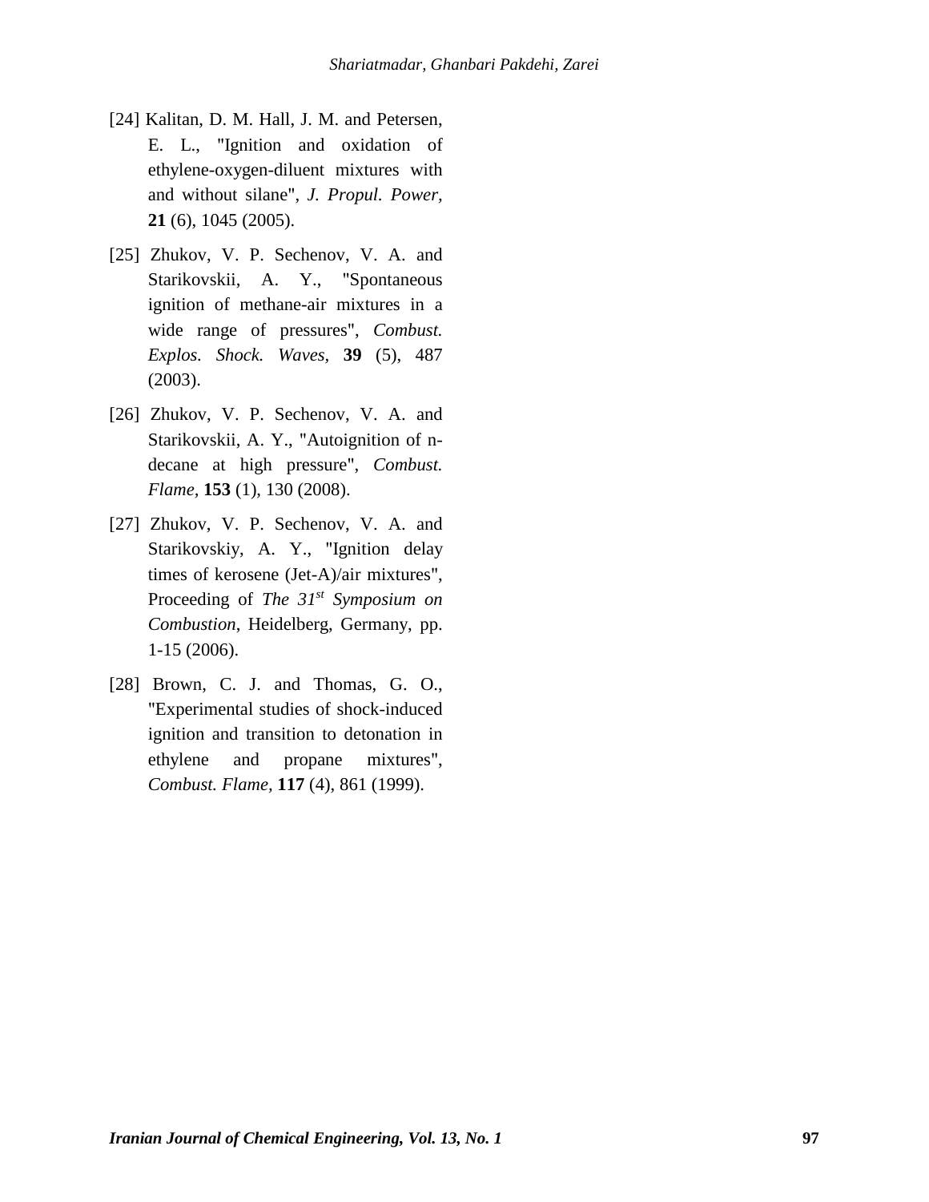[24] Kalitan, D. M. Hall, J. M. and Petersen, E. L., "Ignition and oxidation of ethylene-oxygen-diluent mixtures with and without silane", *J. Propul. Power,* **21** (6), 1045 (2005).

[25] Zhukov, V. P. Sechenov, V. A. and Starikovskii, A. Y., "Spontaneous ignition of methane-air mixtures in a wide range of pressures", *Combust. Explos. Shock. Waves,* **39** (5), 487 (2003).

[26] Zhukov, V. P. Sechenov, V. A. and Starikovskii, A. Y., "Autoignition of n-decane at high pressure", *Combust. Flame,* **153** (1), 130 (2008).

[27] Zhukov, V. P. Sechenov, V. A. and Starikovskiy, A. Y., "Ignition delay times of kerosene (Jet-A)/air mixtures", Proceeding of *The 31st Symposium on Combustion*, Heidelberg, Germany, pp. 1-15 (2006).

[28] Brown, C. J. and Thomas, G. O., "Experimental studies of shock-induced ignition and transition to detonation in ethylene and propane mixtures", *Combust. Flame,* **117** (4), 861 (1999).